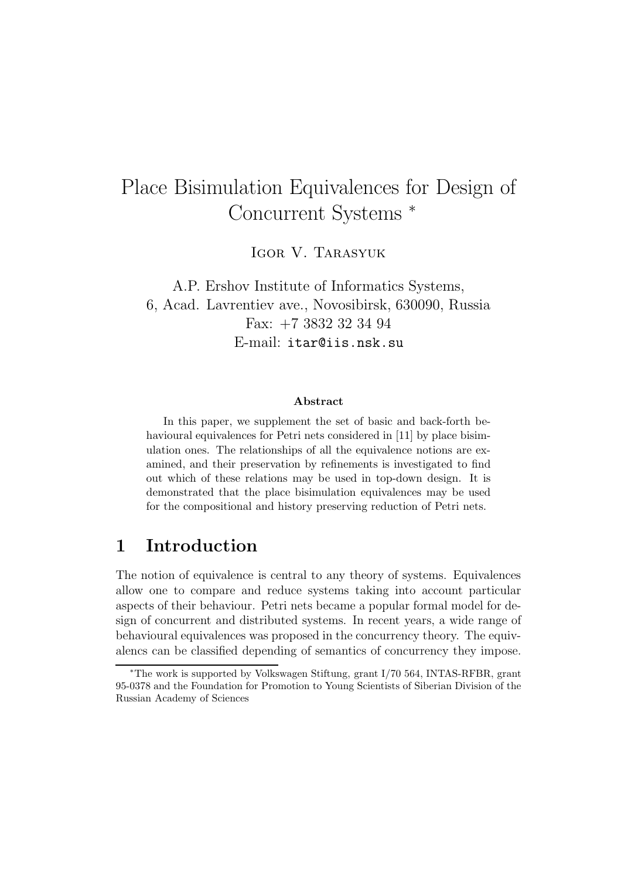# Place Bisimulation Equivalences for Design of Concurrent Systems *

Igor V. Tarasyuk

A.P. Ershov Institute of Informatics Systems,
6, Acad. Lavrentiev ave., Novosibirsk, 630090, Russia
Fax: +7 3832 32 34 94
E-mail: itar@iis.nsk.su

**Abstract**

In this paper, we supplement the set of basic and back-forth behavioural equivalences for Petri nets considered in [11] by place bisimulation ones. The relationships of all the equivalence notions are examined, and their preservation by refinements is investigated to find out which of these relations may be used in top-down design. It is demonstrated that the place bisimulation equivalences may be used for the compositional and history preserving reduction of Petri nets.

## 1 Introduction

The notion of equivalence is central to any theory of systems. Equivalences allow one to compare and reduce systems taking into account particular aspects of their behaviour. Petri nets became a popular formal model for design of concurrent and distributed systems. In recent years, a wide range of behavioural equivalences was proposed in the concurrency theory. The equivalencs can be classified depending of semantics of concurrency they impose.

*The work is supported by Volkswagen Stiftung, grant I/70 564, INTAS-RFBR, grant 95-0378 and the Foundation for Promotion to Young Scientists of Siberian Division of the Russian Academy of Sciences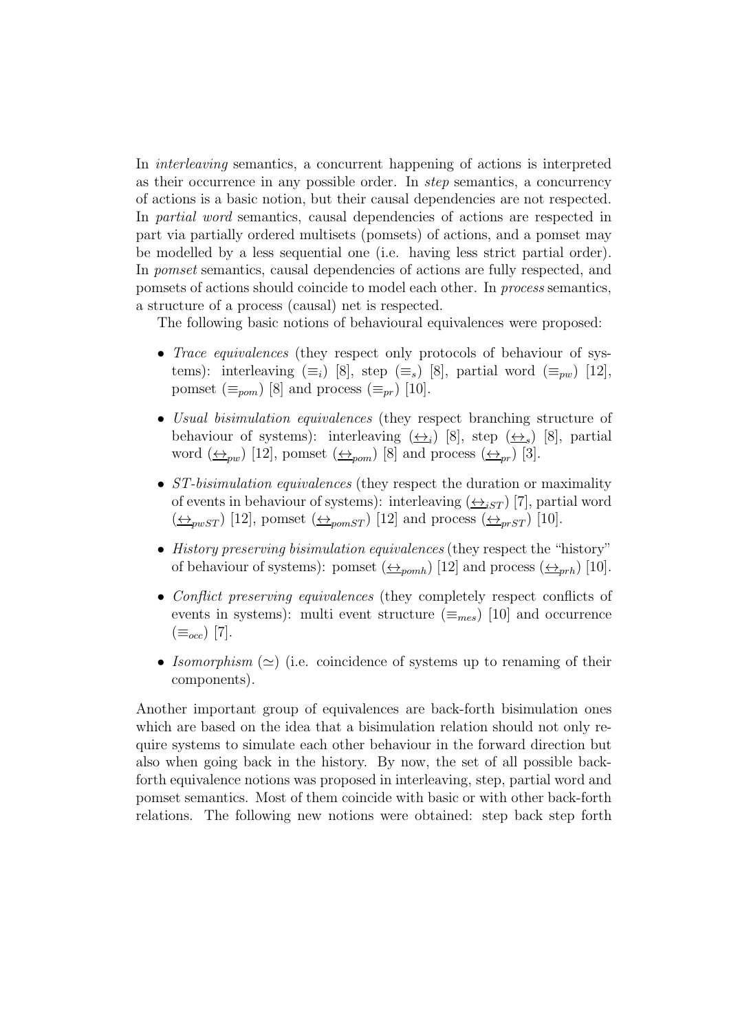In *interleaving* semantics, a concurrent happening of actions is interpreted as their occurrence in any possible order. In *step* semantics, a concurrency of actions is a basic notion, but their causal dependencies are not respected. In *partial word* semantics, causal dependencies of actions are respected in part via partially ordered multisets (pomsets) of actions, and a pomset may be modelled by a less sequential one (i.e. having less strict partial order). In *pomset* semantics, causal dependencies of actions are fully respected, and pomsets of actions should coincide to model each other. In *process* semantics, a structure of a process (causal) net is respected.

The following basic notions of behavioural equivalences were proposed:

- *Trace equivalences* (they respect only protocols of behaviour of systems): interleaving ($\equiv_i$) [8], step ($\equiv_s$) [8], partial word ($\equiv_{pw}$) [12], pomset ($\equiv_{pom}$) [8] and process ($\equiv_{pr}$) [10].
- *Usual bisimulation equivalences* (they respect branching structure of behaviour of systems): interleaving ($\underline{\leftrightarrow}_i$) [8], step ($\underline{\leftrightarrow}_s$) [8], partial word ($\underline{\leftrightarrow}_{pw}$) [12], pomset ($\underline{\leftrightarrow}_{pom}$) [8] and process ($\underline{\leftrightarrow}_{pr}$) [3].
- *ST-bisimulation equivalences* (they respect the duration or maximality of events in behaviour of systems): interleaving ($\underline{\leftrightarrow}_{iST}$) [7], partial word ($\underline{\leftrightarrow}_{pwST}$) [12], pomset ($\underline{\leftrightarrow}_{pomST}$) [12] and process ($\underline{\leftrightarrow}_{prST}$) [10].
- *History preserving bisimulation equivalences* (they respect the "history" of behaviour of systems): pomset ($\underline{\leftrightarrow}_{pomh}$) [12] and process ($\underline{\leftrightarrow}_{prh}$) [10].
- *Conflict preserving equivalences* (they completely respect conflicts of events in systems): multi event structure ($\equiv_{mes}$) [10] and occurrence ($\equiv_{occ}$) [7].
- *Isomorphism* ($\simeq$) (i.e. coincidence of systems up to renaming of their components).

Another important group of equivalences are back-forth bisimulation ones which are based on the idea that a bisimulation relation should not only require systems to simulate each other behaviour in the forward direction but also when going back in the history. By now, the set of all possible back-forth equivalence notions was proposed in interleaving, step, partial word and pomset semantics. Most of them coincide with basic or with other back-forth relations. The following new notions were obtained: step back step forth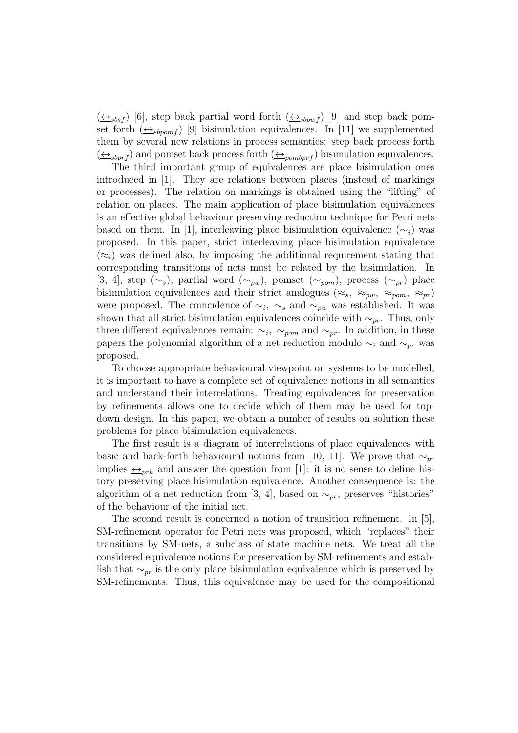($\underline{\leftrightarrow}_{sbsf}$) [6], step back partial word forth ($\underline{\leftrightarrow}_{sbpwf}$) [9] and step back pomset forth ($\underline{\leftrightarrow}_{sbpomf}$) [9] bisimulation equivalences. In [11] we supplemented them by several new relations in process semantics: step back process forth ($\underline{\leftrightarrow}_{sbprf}$) and pomset back process forth ($\underline{\leftrightarrow}_{pombprf}$) bisimulation equivalences.

The third important group of equivalences are place bisimulation ones introduced in [1]. They are relations between places (instead of markings or processes). The relation on markings is obtained using the "lifting" of relation on places. The main application of place bisimulation equivalences is an effective global behaviour preserving reduction technique for Petri nets based on them. In [1], interleaving place bisimulation equivalence ($\sim_i$) was proposed. In this paper, strict interleaving place bisimulation equivalence ($\approx_i$) was defined also, by imposing the additional requirement stating that corresponding transitions of nets must be related by the bisimulation. In [3, 4], step ($\sim_s$), partial word ($\sim_{pw}$), pomset ($\sim_{pom}$), process ($\sim_{pr}$) place bisimulation equivalences and their strict analogues ($\approx_s$, $\approx_{pw}$, $\approx_{pom}$, $\approx_{pr}$) were proposed. The coincidence of $\sim_i$, $\sim_s$ and $\sim_{pw}$ was established. It was shown that all strict bisimulation equivalences coincide with $\sim_{pr}$. Thus, only three different equivalences remain: $\sim_i$, $\sim_{pom}$ and $\sim_{pr}$. In addition, in these papers the polynomial algorithm of a net reduction modulo $\sim_i$ and $\sim_{pr}$ was proposed.

To choose appropriate behavioural viewpoint on systems to be modelled, it is important to have a complete set of equivalence notions in all semantics and understand their interrelations. Treating equivalences for preservation by refinements allows one to decide which of them may be used for top-down design. In this paper, we obtain a number of results on solution these problems for place bisimulation equivalences.

The first result is a diagram of interrelations of place equivalences with basic and back-forth behavioural notions from [10, 11]. We prove that $\sim_{pr}$ implies $\underline{\leftrightarrow}_{prh}$ and answer the question from [1]: it is no sense to define history preserving place bisimulation equivalence. Another consequence is: the algorithm of a net reduction from [3, 4], based on $\sim_{pr}$, preserves "histories" of the behaviour of the initial net.

The second result is concerned a notion of transition refinement. In [5], SM-refinement operator for Petri nets was proposed, which "replaces" their transitions by SM-nets, a subclass of state machine nets. We treat all the considered equivalence notions for preservation by SM-refinements and establish that $\sim_{pr}$ is the only place bisimulation equivalence which is preserved by SM-refinements. Thus, this equivalence may be used for the compositional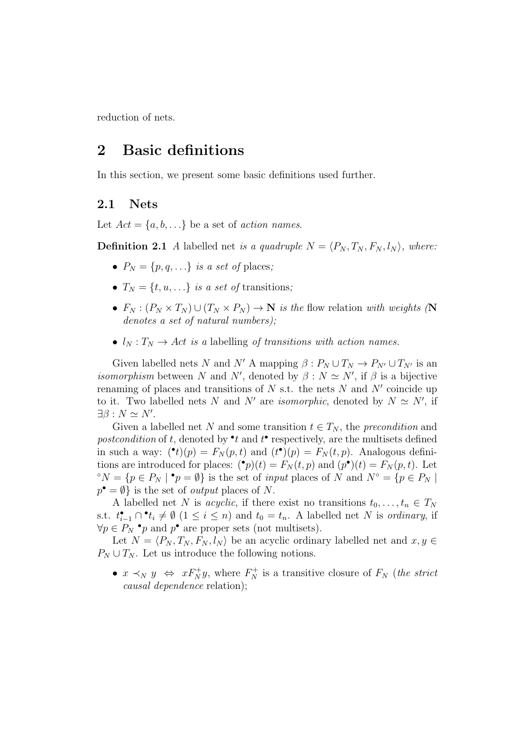reduction of nets.

# 2 Basic definitions

In this section, we present some basic definitions used further.

## 2.1 Nets

Let $Act = \{a, b, \ldots\}$ be a set of *action names*.

**Definition 2.1** *A* labelled net *is a quadruple* $N = \langle P_N, T_N, F_N, l_N \rangle$*, where:*

- $P_N = \{p, q, \ldots\}$ *is a set of* places*;*
- $T_N = \{t, u, \ldots\}$ *is a set of* transitions*;*
- $F_N : (P_N \times T_N) \cup (T_N \times P_N) \to \mathbf{N}$ *is the* flow relation *with weights (*$\mathbf{N}$ *denotes a set of natural numbers);*
- $l_N : T_N \to Act$ *is a* labelling *of transitions with action names.*

Given labelled nets $N$ and $N'$ A mapping $\beta : P_N \cup T_N \to P_{N'} \cup T_{N'}$ is an *isomorphism* between $N$ and $N'$, denoted by $\beta : N \simeq N'$, if $\beta$ is a bijective renaming of places and transitions of $N$ s.t. the nets $N$ and $N'$ coincide up to it. Two labelled nets $N$ and $N'$ are *isomorphic*, denoted by $N \simeq N'$, if $\exists \beta : N \simeq N'$.

Given a labelled net $N$ and some transition $t \in T_N$, the *precondition* and *postcondition* of $t$, denoted by ${}^\bullet t$ and $t^\bullet$ respectively, are the multisets defined in such a way: $({}^\bullet t)(p) = F_N(p, t)$ and $(t^\bullet)(p) = F_N(t, p)$. Analogous definitions are introduced for places: $({}^\bullet p)(t) = F_N(t, p)$ and $(p^\bullet)(t) = F_N(p, t)$. Let ${}^\circ N = \{p \in P_N \mid {}^\bullet p = \emptyset\}$ is the set of *input* places of $N$ and $N^\circ = \{p \in P_N \mid p^\bullet = \emptyset\}$ is the set of *output* places of $N$.

A labelled net $N$ is *acyclic*, if there exist no transitions $t_0, \ldots, t_n \in T_N$ s.t. $t_{i-1}^\bullet \cap {}^\bullet t_i \neq \emptyset$ $(1 \leq i \leq n)$ and $t_0 = t_n$. A labelled net $N$ is *ordinary*, if $\forall p \in P_N$ ${}^\bullet p$ and $p^\bullet$ are proper sets (not multisets).

Let $N = \langle P_N, T_N, F_N, l_N \rangle$ be an acyclic ordinary labelled net and $x, y \in P_N \cup T_N$. Let us introduce the following notions.

- $x \prec_N y \;\Leftrightarrow\; x F_N^+ y$, where $F_N^+$ is a transitive closure of $F_N$ (*the strict causal dependence* relation);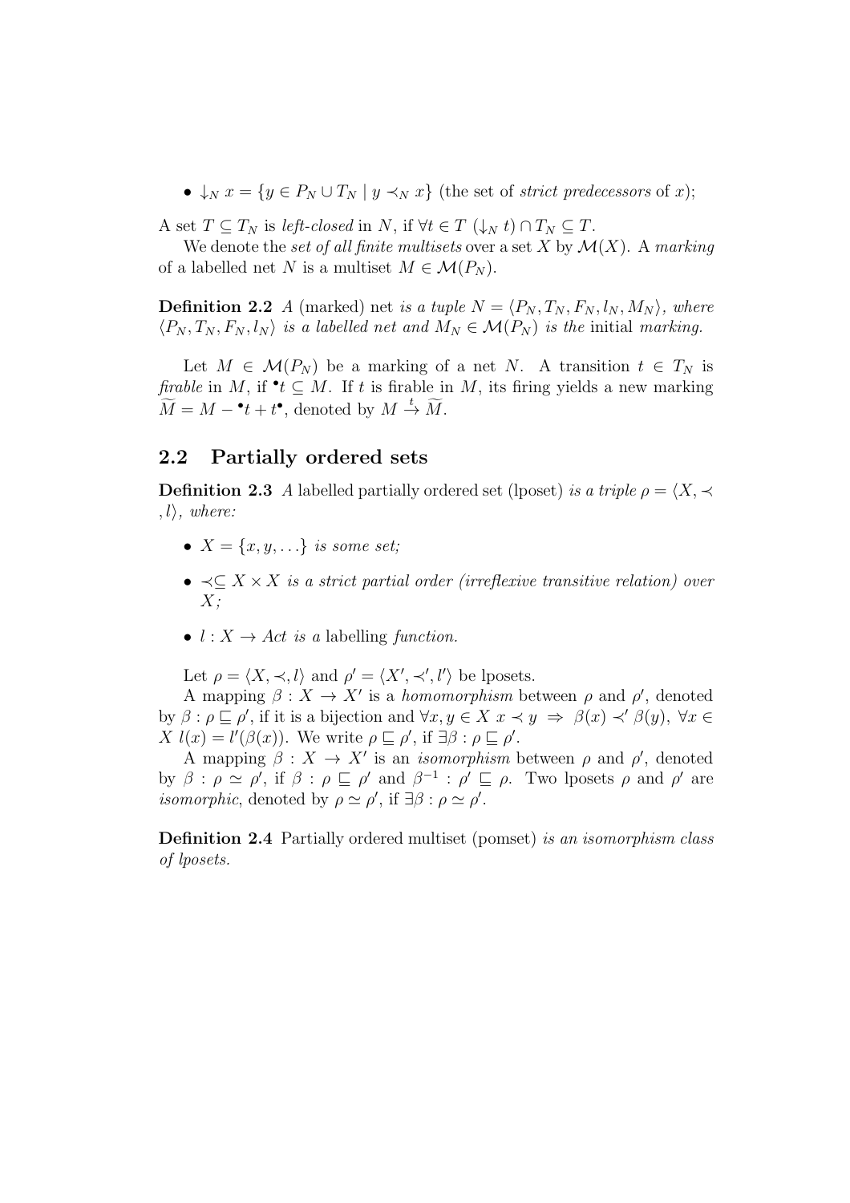- $\downarrow_N x = \{y \in P_N \cup T_N \mid y \prec_N x\}$ (the set of *strict predecessors* of $x$);

A set $T \subseteq T_N$ is *left-closed* in $N$, if $\forall t \in T$ $(\downarrow_N t) \cap T_N \subseteq T$.

We denote the *set of all finite multisets* over a set $X$ by $\mathcal{M}(X)$. A *marking* of a labelled net $N$ is a multiset $M \in \mathcal{M}(P_N)$.

**Definition 2.2** *A* (marked) net *is a tuple* $N = \langle P_N, T_N, F_N, l_N, M_N \rangle$*, where* $\langle P_N, T_N, F_N, l_N \rangle$ *is a labelled net and* $M_N \in \mathcal{M}(P_N)$ *is the* initial *marking.*

Let $M \in \mathcal{M}(P_N)$ be a marking of a net $N$. A transition $t \in T_N$ is *firable* in $M$, if ${}^\bullet t \subseteq M$. If $t$ is firable in $M$, its firing yields a new marking $\widetilde{M} = M - {}^\bullet t + t^\bullet$, denoted by $M \xrightarrow{t} \widetilde{M}$.

## 2.2 Partially ordered sets

**Definition 2.3** *A* labelled partially ordered set (lposet) *is a triple* $\rho = \langle X, \prec, l \rangle$*, where:*

- $X = \{x, y, \ldots\}$ *is some set;*
- $\prec \subseteq X \times X$ *is a strict partial order (irreflexive transitive relation) over* $X$*;*
- $l : X \to Act$ *is a* labelling *function.*

Let $\rho = \langle X, \prec, l \rangle$ and $\rho' = \langle X', \prec', l' \rangle$ be lposets.

A mapping $\beta : X \to X'$ is a *homomorphism* between $\rho$ and $\rho'$, denoted by $\beta : \rho \sqsubseteq \rho'$, if it is a bijection and $\forall x, y \in X$ $x \prec y \Rightarrow \beta(x) \prec' \beta(y)$, $\forall x \in X$ $l(x) = l'(\beta(x))$. We write $\rho \sqsubseteq \rho'$, if $\exists \beta : \rho \sqsubseteq \rho'$.

A mapping $\beta : X \to X'$ is an *isomorphism* between $\rho$ and $\rho'$, denoted by $\beta : \rho \simeq \rho'$, if $\beta : \rho \sqsubseteq \rho'$ and $\beta^{-1} : \rho' \sqsubseteq \rho$. Two lposets $\rho$ and $\rho'$ are *isomorphic*, denoted by $\rho \simeq \rho'$, if $\exists \beta : \rho \simeq \rho'$.

**Definition 2.4** Partially ordered multiset (pomset) *is an isomorphism class of lposets.*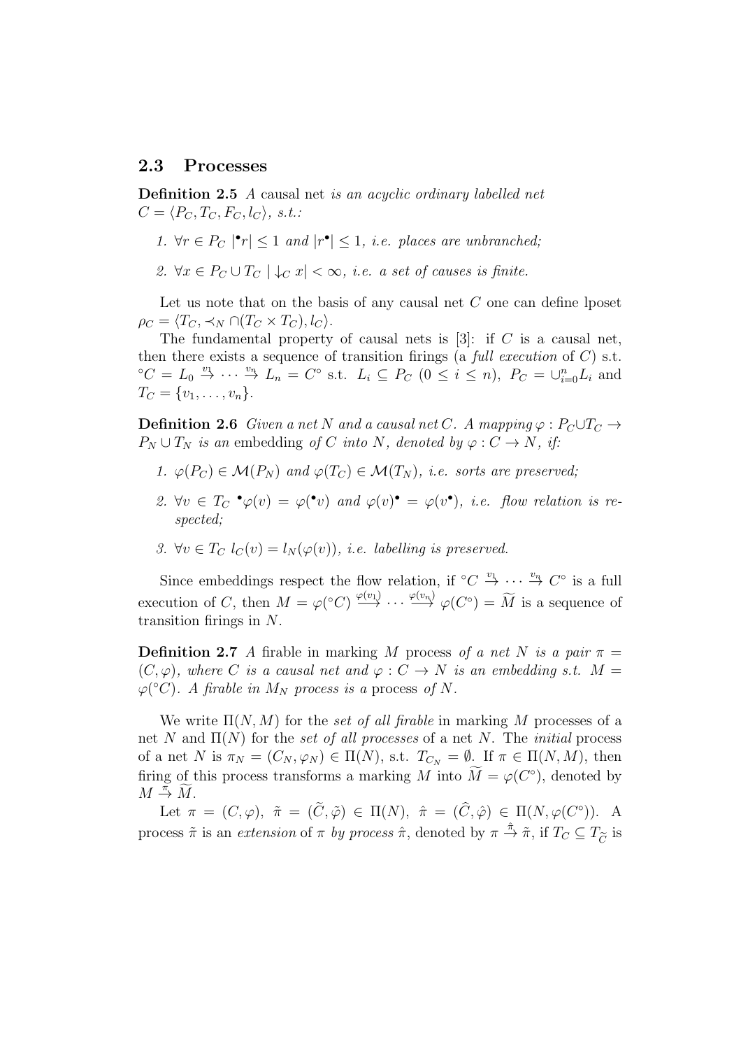### 2.3 Processes

**Definition 2.5** *A* causal net *is an acyclic ordinary labelled net* $C = \langle P_C, T_C, F_C, l_C \rangle$*, s.t.:*

1. $\forall r \in P_C \ |{}^\bullet r| \leq 1$ *and* $|r^\bullet| \leq 1$*, i.e. places are unbranched;*

2. $\forall x \in P_C \cup T_C \ | \downarrow_C x| < \infty$*, i.e. a set of causes is finite.*

Let us note that on the basis of any causal net $C$ one can define lposet $\rho_C = \langle T_C, \prec_N \cap (T_C \times T_C), l_C \rangle$.

The fundamental property of causal nets is [3]: if $C$ is a causal net, then there exists a sequence of transition firings (a *full execution* of $C$) s.t. ${}^\circ C = L_0 \xrightarrow{v_1} \cdots \xrightarrow{v_n} L_n = C^\circ$ s.t. $L_i \subseteq P_C$ $(0 \leq i \leq n)$, $P_C = \cup_{i=0}^n L_i$ and $T_C = \{v_1, \ldots, v_n\}$.

**Definition 2.6** *Given a net $N$ and a causal net $C$. A mapping* $\varphi : P_C \cup T_C \to P_N \cup T_N$ *is an* embedding *of $C$ into $N$, denoted by* $\varphi : C \to N$*, if:*

1. $\varphi(P_C) \in \mathcal{M}(P_N)$ *and* $\varphi(T_C) \in \mathcal{M}(T_N)$*, i.e. sorts are preserved;*

2. $\forall v \in T_C \ {}^\bullet\varphi(v) = \varphi({}^\bullet v)$ *and* $\varphi(v)^\bullet = \varphi(v^\bullet)$*, i.e. flow relation is respected;*

3. $\forall v \in T_C \ l_C(v) = l_N(\varphi(v))$*, i.e. labelling is preserved.*

Since embeddings respect the flow relation, if ${}^\circ C \xrightarrow{v_1} \cdots \xrightarrow{v_n} C^\circ$ is a full execution of $C$, then $M = \varphi({}^\circ C) \xrightarrow{\varphi(v_1)} \cdots \xrightarrow{\varphi(v_n)} \varphi(C^\circ) = \widetilde{M}$ is a sequence of transition firings in $N$.

**Definition 2.7** *A* firable in marking $M$ process *of a net $N$ is a pair* $\pi = (C, \varphi)$*, where $C$ is a causal net and* $\varphi : C \to N$ *is an embedding s.t.* $M = \varphi({}^\circ C)$*. A firable in $M_N$ process is a* process *of $N$.*

We write $\Pi(N, M)$ for the *set of all firable* in marking $M$ processes of a net $N$ and $\Pi(N)$ for the *set of all processes* of a net $N$. The *initial* process of a net $N$ is $\pi_N = (C_N, \varphi_N) \in \Pi(N)$, s.t. $T_{C_N} = \emptyset$. If $\pi \in \Pi(N, M)$, then firing of this process transforms a marking $M$ into $\widetilde{M} = \varphi(C^\circ)$, denoted by $M \xrightarrow{\pi} \widetilde{M}$.

Let $\pi = (C, \varphi)$, $\tilde{\pi} = (\widetilde{C}, \tilde{\varphi}) \in \Pi(N)$, $\hat{\pi} = (\widehat{C}, \hat{\varphi}) \in \Pi(N, \varphi(C^\circ))$. A process $\tilde{\pi}$ is an *extension* of $\pi$ *by process* $\hat{\pi}$, denoted by $\pi \xrightarrow{\hat{\pi}} \tilde{\pi}$, if $T_C \subseteq T_{\widetilde{C}}$ is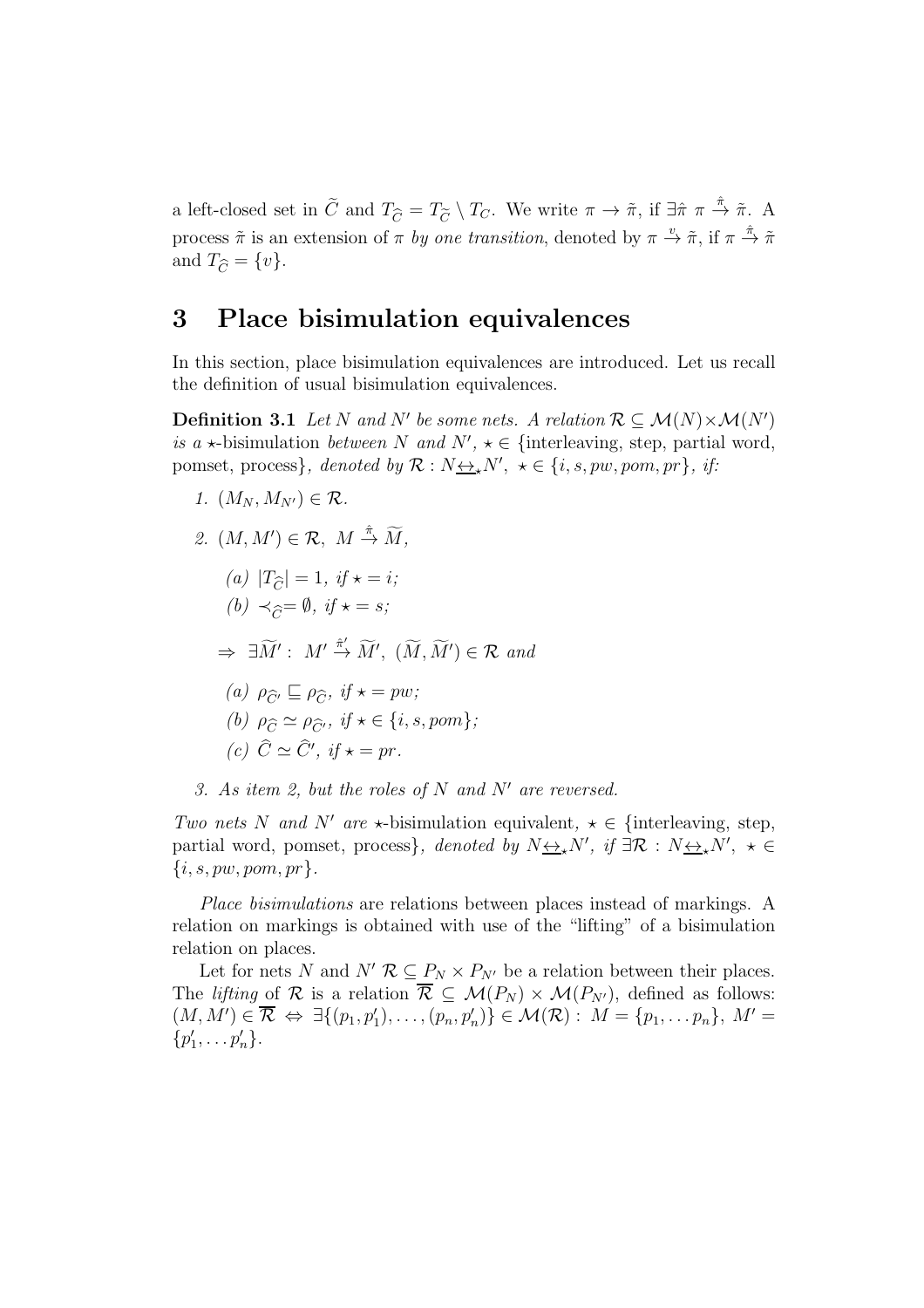a left-closed set in $\widetilde{C}$ and $T_{\widehat{C}} = T_{\widetilde{C}} \setminus T_C$. We write $\pi \to \tilde{\pi}$, if $\exists \hat{\pi}\ \pi \xrightarrow{\hat{\pi}} \tilde{\pi}$. A process $\tilde{\pi}$ is an extension of $\pi$ *by one transition*, denoted by $\pi \xrightarrow{v} \tilde{\pi}$, if $\pi \xrightarrow{\hat{\pi}} \tilde{\pi}$ and $T_{\widehat{C}} = \{v\}$.

# 3 Place bisimulation equivalences

In this section, place bisimulation equivalences are introduced. Let us recall the definition of usual bisimulation equivalences.

**Definition 3.1** *Let $N$ and $N'$ be some nets. A relation $\mathcal{R} \subseteq \mathcal{M}(N) \times \mathcal{M}(N')$ is a $\star$-*bisimulation *between $N$ and $N'$, $\star \in$ {interleaving, step, partial word, pomset, process}, denoted by $\mathcal{R} : N \underline{\leftrightarrow}_\star N'$, $\star \in \{i, s, pw, pom, pr\}$, if:*

1. *$(M_N, M_{N'}) \in \mathcal{R}$.*
2. *$(M, M') \in \mathcal{R}$, $M \xrightarrow{\hat{\pi}} \widetilde{M}$,*
   - *(a) $|T_{\widehat{C}}| = 1$, if $\star = i$;*
   - *(b) $\prec_{\widehat{C}} = \emptyset$, if $\star = s$;*

   *$\Rightarrow\ \exists \widetilde{M'} :\ M' \xrightarrow{\hat{\pi}'} \widetilde{M'},\ (\widetilde{M}, \widetilde{M'}) \in \mathcal{R}$ and*
   - *(a) $\rho_{\widehat{C}'} \sqsubseteq \rho_{\widehat{C}}$, if $\star = pw$;*
   - *(b) $\rho_{\widehat{C}} \simeq \rho_{\widehat{C}'}$, if $\star \in \{i, s, pom\}$;*
   - *(c) $\widehat{C} \simeq \widehat{C}'$, if $\star = pr$.*
3. *As item 2, but the roles of $N$ and $N'$ are reversed.*

*Two nets $N$ and $N'$ are $\star$-*bisimulation equivalent*, $\star \in$ {interleaving, step, partial word, pomset, process}, denoted by $N \underline{\leftrightarrow}_\star N'$, if $\exists \mathcal{R} : N \underline{\leftrightarrow}_\star N'$, $\star \in \{i, s, pw, pom, pr\}$.*

*Place bisimulations* are relations between places instead of markings. A relation on markings is obtained with use of the "lifting" of a bisimulation relation on places.

Let for nets $N$ and $N'$ $\mathcal{R} \subseteq P_N \times P_{N'}$ be a relation between their places. The *lifting* of $\mathcal{R}$ is a relation $\overline{\mathcal{R}} \subseteq \mathcal{M}(P_N) \times \mathcal{M}(P_{N'})$, defined as follows: $(M, M') \in \overline{\mathcal{R}} \Leftrightarrow \exists \{(p_1, p_1'), \ldots, (p_n, p_n')\} \in \mathcal{M}(\mathcal{R}) :\ M = \{p_1, \ldots p_n\},\ M' = \{p_1', \ldots p_n'\}$.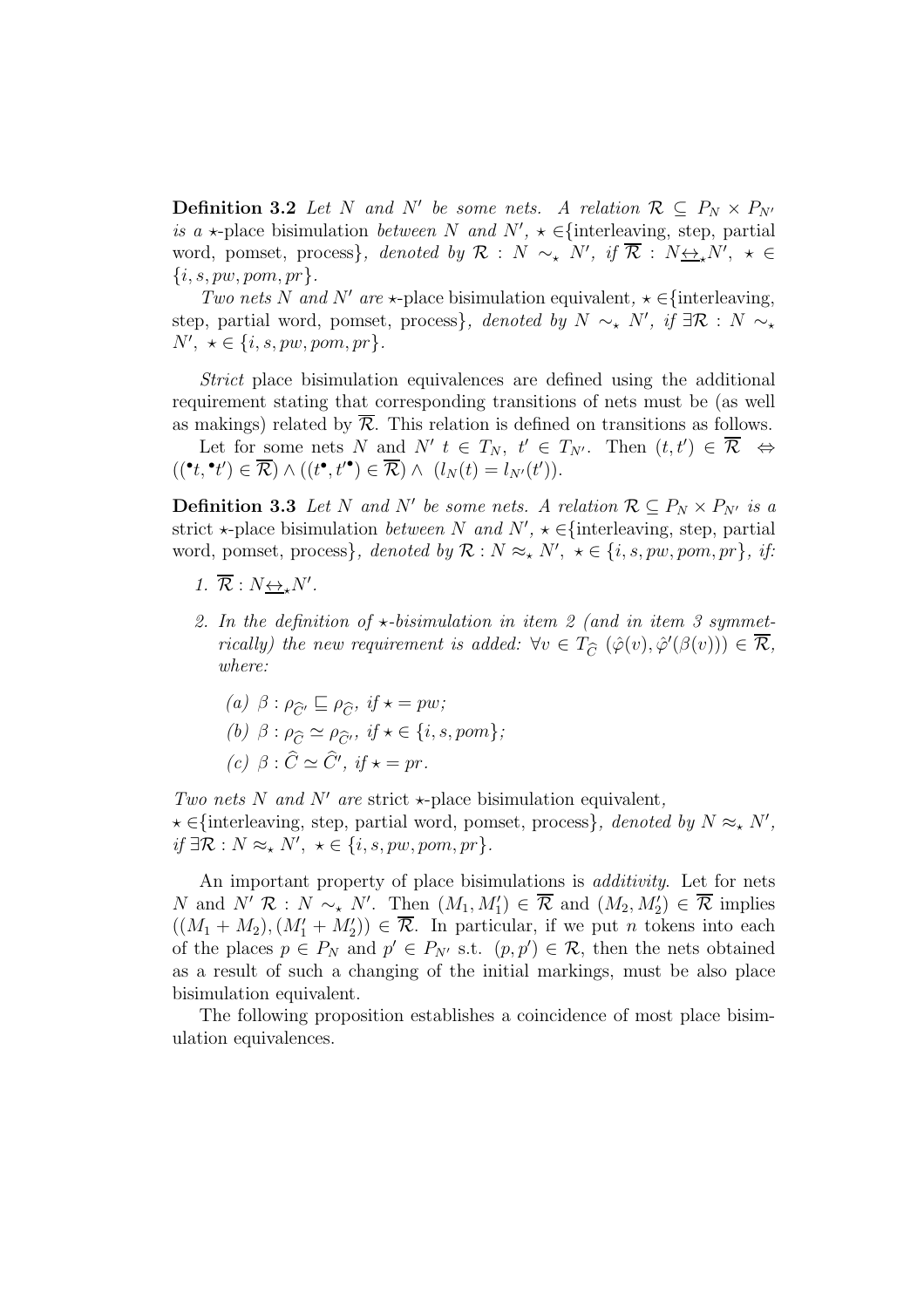**Definition 3.2** *Let $N$ and $N'$ be some nets. A relation $\mathcal{R} \subseteq P_N \times P_{N'}$ is a* $\star$-place bisimulation *between $N$ and $N'$, $\star \in$*{interleaving, step, partial word, pomset, process}*, denoted by $\mathcal{R} : N \sim_\star N'$, if $\overline{\mathcal{R}} : N \underline{\leftrightarrow}_\star N'$, $\star \in \{i, s, pw, pom, pr\}$.*

*Two nets $N$ and $N'$ are* $\star$-place bisimulation equivalent*, $\star \in$*{interleaving, step, partial word, pomset, process}*, denoted by $N \sim_\star N'$, if $\exists \mathcal{R} : N \sim_\star N'$, $\star \in \{i, s, pw, pom, pr\}$.*

*Strict* place bisimulation equivalences are defined using the additional requirement stating that corresponding transitions of nets must be (as well as makings) related by $\overline{\mathcal{R}}$. This relation is defined on transitions as follows.

Let for some nets $N$ and $N'$ $t \in T_N$, $t' \in T_{N'}$. Then $(t, t') \in \overline{\mathcal{R}} \Leftrightarrow ((^\bullet t, {}^\bullet t') \in \overline{\mathcal{R}}) \wedge ((t^\bullet, t'^\bullet) \in \overline{\mathcal{R}}) \wedge \ (l_N(t) = l_{N'}(t'))$.

**Definition 3.3** *Let $N$ and $N'$ be some nets. A relation $\mathcal{R} \subseteq P_N \times P_{N'}$ is a* strict $\star$-place bisimulation *between $N$ and $N'$, $\star \in$*{interleaving, step, partial word, pomset, process}*, denoted by $\mathcal{R} : N \approx_\star N'$, $\star \in \{i, s, pw, pom, pr\}$, if:*

1. *$\overline{\mathcal{R}} : N \underline{\leftrightarrow}_\star N'$.*
2. *In the definition of $\star$-bisimulation in item 2 (and in item 3 symmetrically) the new requirement is added: $\forall v \in T_{\widehat{C}}$ $(\hat{\varphi}(v), \hat{\varphi}'(\beta(v))) \in \overline{\mathcal{R}}$, where:*
   - *(a) $\beta : \rho_{\widehat{C}'} \sqsubseteq \rho_{\widehat{C}}$, if $\star = pw$;*
   - *(b) $\beta : \rho_{\widehat{C}} \simeq \rho_{\widehat{C}'}$, if $\star \in \{i, s, pom\}$;*
   - *(c) $\beta : \widehat{C} \simeq \widehat{C}'$, if $\star = pr$.*

*Two nets $N$ and $N'$ are* strict $\star$-place bisimulation equivalent*,*
*$\star \in$*{interleaving, step, partial word, pomset, process}*, denoted by $N \approx_\star N'$, if $\exists \mathcal{R} : N \approx_\star N'$, $\star \in \{i, s, pw, pom, pr\}$.*

An important property of place bisimulations is *additivity*. Let for nets $N$ and $N'$ $\mathcal{R} : N \sim_\star N'$. Then $(M_1, M_1') \in \overline{\mathcal{R}}$ and $(M_2, M_2') \in \overline{\mathcal{R}}$ implies $((M_1 + M_2), (M_1' + M_2')) \in \overline{\mathcal{R}}$. In particular, if we put $n$ tokens into each of the places $p \in P_N$ and $p' \in P_{N'}$ s.t. $(p, p') \in \mathcal{R}$, then the nets obtained as a result of such a changing of the initial markings, must be also place bisimulation equivalent.

The following proposition establishes a coincidence of most place bisimulation equivalences.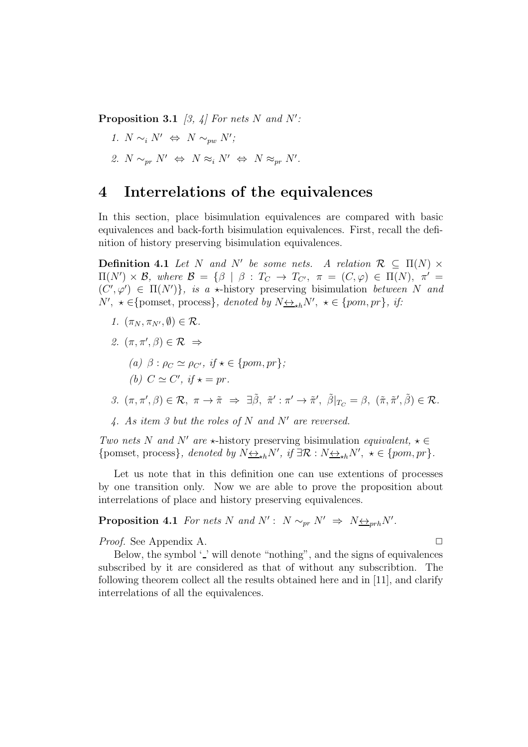**Proposition 3.1** *[3, 4] For nets $N$ and $N'$:*

1. $N \sim_i N' \;\Leftrightarrow\; N \sim_{pw} N'$;
2. $N \sim_{pr} N' \;\Leftrightarrow\; N \approx_i N' \;\Leftrightarrow\; N \approx_{pr} N'$.

# 4 Interrelations of the equivalences

In this section, place bisimulation equivalences are compared with basic equivalences and back-forth bisimulation equivalences. First, recall the definition of history preserving bisimulation equivalences.

**Definition 4.1** *Let $N$ and $N'$ be some nets. A relation $\mathcal{R} \subseteq \Pi(N) \times \Pi(N') \times \mathcal{B}$, where $\mathcal{B} = \{\beta \mid \beta : T_C \to T_{C'},\ \pi = (C, \varphi) \in \Pi(N),\ \pi' = (C', \varphi') \in \Pi(N')\}$, is a* $\star$-history preserving bisimulation *between $N$ and $N'$, $\star \in$*{pomset, process}*, denoted by $N \underline{\leftrightarrow}_{\star h} N'$, $\star \in \{pom, pr\}$, if:*

1. $(\pi_N, \pi_{N'}, \emptyset) \in \mathcal{R}$.
2. $(\pi, \pi', \beta) \in \mathcal{R} \;\Rightarrow$
   (a) $\beta : \rho_C \simeq \rho_{C'}$, *if* $\star \in \{pom, pr\}$;
   (b) $C \simeq C'$, *if* $\star = pr$.
3. $(\pi, \pi', \beta) \in \mathcal{R},\ \pi \to \tilde{\pi} \;\Rightarrow\; \exists \tilde{\beta},\ \tilde{\pi}' : \pi' \to \tilde{\pi}',\ \tilde{\beta}|_{T_C} = \beta,\ (\tilde{\pi}, \tilde{\pi}', \tilde{\beta}) \in \mathcal{R}$.
4. *As item 3 but the roles of $N$ and $N'$ are reversed.*

*Two nets $N$ and $N'$ are* $\star$-history preserving bisimulation *equivalent, $\star \in$* {pomset, process}*, denoted by $N \underline{\leftrightarrow}_{\star h} N'$, if $\exists \mathcal{R} : N \underline{\leftrightarrow}_{\star h} N'$, $\star \in \{pom, pr\}$.*

Let us note that in this definition one can use extentions of processes by one transition only. Now we are able to prove the proposition about interrelations of place and history preserving equivalences.

**Proposition 4.1** *For nets $N$ and $N'$ : $N \sim_{pr} N' \;\Rightarrow\; N \underline{\leftrightarrow}_{prh} N'$.*

*Proof.* See Appendix A. □

Below, the symbol '\_' will denote "nothing", and the signs of equivalences subscribed by it are considered as that of without any subscribtion. The following theorem collect all the results obtained here and in [11], and clarify interrelations of all the equivalences.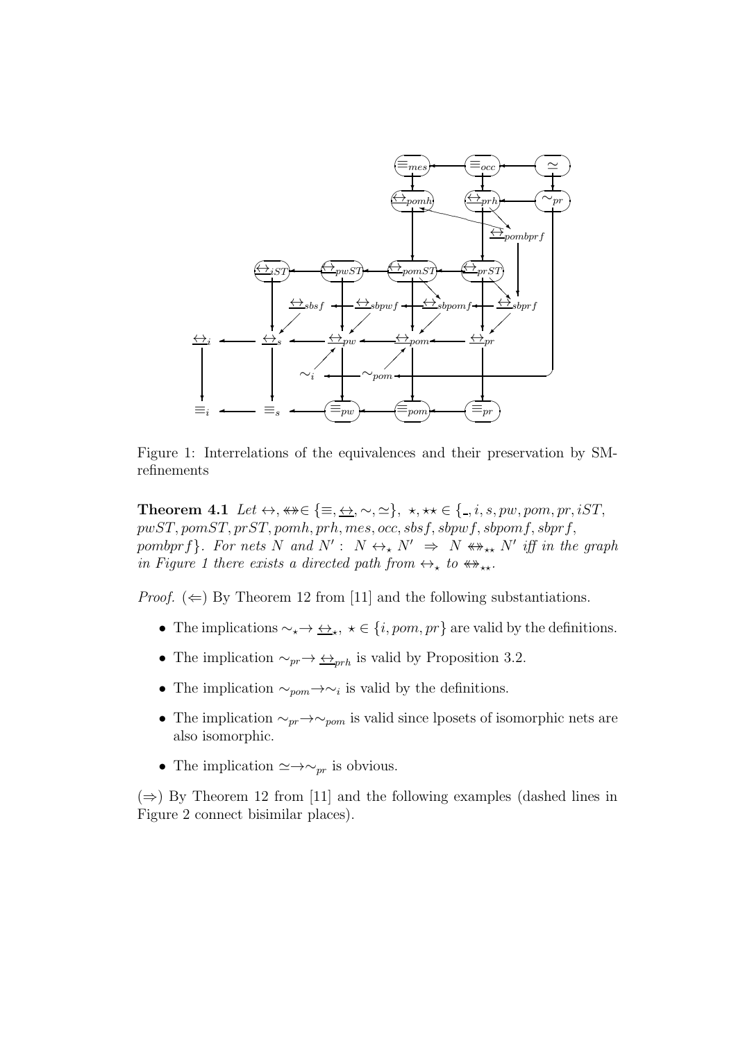Figure 1: Interrelations of the equivalences and their preservation by SM-refinements

**Theorem 4.1** *Let* $\leftrightarrow, \twoheadleftrightarrow \in \{\equiv, \underline{\leftrightarrow}, \sim, \simeq\}$, $\star, \star\star \in \{\_, i, s, pw, pom, pr, iST, pwST, pomST, prST, pomh, prh, mes, occ, sbsf, sbpwf, sbpomf, sbprf, pombprf\}$. *For nets* $N$ *and* $N'$ : $N \leftrightarrow_\star N' \;\Rightarrow\; N \twoheadleftrightarrow_{\star\star} N'$ *iff in the graph in Figure 1 there exists a directed path from* $\leftrightarrow_\star$ *to* $\twoheadleftrightarrow_{\star\star}$.

*Proof.* ($\Leftarrow$) By Theorem 12 from [11] and the following substantiations.

- The implications $\sim_\star \to \underline{\leftrightarrow}_\star$, $\star \in \{i, pom, pr\}$ are valid by the definitions.
- The implication $\sim_{pr} \to \underline{\leftrightarrow}_{prh}$ is valid by Proposition 3.2.
- The implication $\sim_{pom} \to \sim_i$ is valid by the definitions.
- The implication $\sim_{pr} \to \sim_{pom}$ is valid since lposets of isomorphic nets are also isomorphic.
- The implication $\simeq \to \sim_{pr}$ is obvious.

($\Rightarrow$) By Theorem 12 from [11] and the following examples (dashed lines in Figure 2 connect bisimilar places).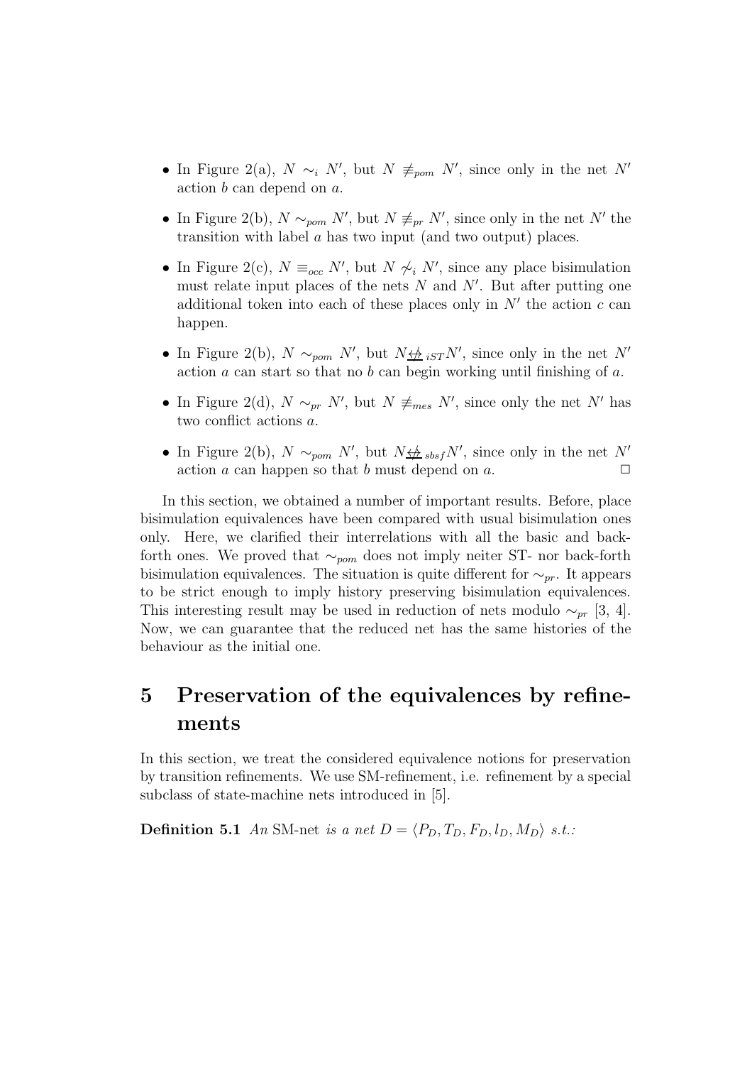- In Figure 2(a), $N \sim_i N'$, but $N \not\equiv_{pom} N'$, since only in the net $N'$ action $b$ can depend on $a$.
- In Figure 2(b), $N \sim_{pom} N'$, but $N \not\equiv_{pr} N'$, since only in the net $N'$ the transition with label $a$ has two input (and two output) places.
- In Figure 2(c), $N \equiv_{occ} N'$, but $N \not\sim_i N'$, since any place bisimulation must relate input places of the nets $N$ and $N'$. But after putting one additional token into each of these places only in $N'$ the action $c$ can happen.
- In Figure 2(b), $N \sim_{pom} N'$, but $N \underline{\not\leftrightarrow}_{iST} N'$, since only in the net $N'$ action $a$ can start so that no $b$ can begin working until finishing of $a$.
- In Figure 2(d), $N \sim_{pr} N'$, but $N \not\equiv_{mes} N'$, since only the net $N'$ has two conflict actions $a$.
- In Figure 2(b), $N \sim_{pom} N'$, but $N \underline{\not\leftrightarrow}_{sbsf} N'$, since only in the net $N'$ action $a$ can happen so that $b$ must depend on $a$. $\square$

In this section, we obtained a number of important results. Before, place bisimulation equivalences have been compared with usual bisimulation ones only. Here, we clarified their interrelations with all the basic and back-forth ones. We proved that $\sim_{pom}$ does not imply neiter ST- nor back-forth bisimulation equivalences. The situation is quite different for $\sim_{pr}$. It appears to be strict enough to imply history preserving bisimulation equivalences. This interesting result may be used in reduction of nets modulo $\sim_{pr}$ [3, 4]. Now, we can guarantee that the reduced net has the same histories of the behaviour as the initial one.

# 5 Preservation of the equivalences by refinements

In this section, we treat the considered equivalence notions for preservation by transition refinements. We use SM-refinement, i.e. refinement by a special subclass of state-machine nets introduced in [5].

**Definition 5.1** *An* SM-net *is a net* $D = \langle P_D, T_D, F_D, l_D, M_D \rangle$ *s.t.:*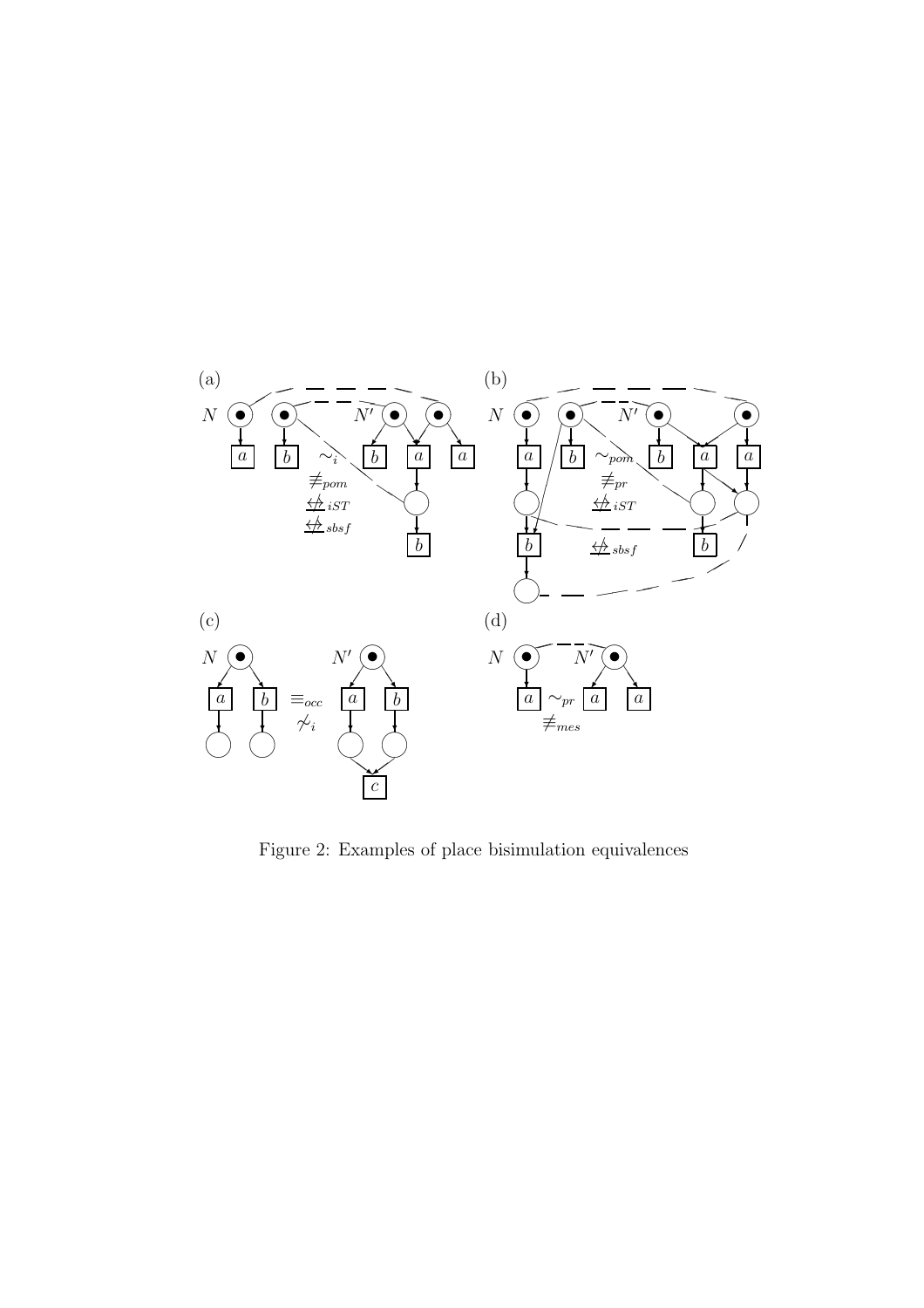Figure 2: Examples of place bisimulation equivalences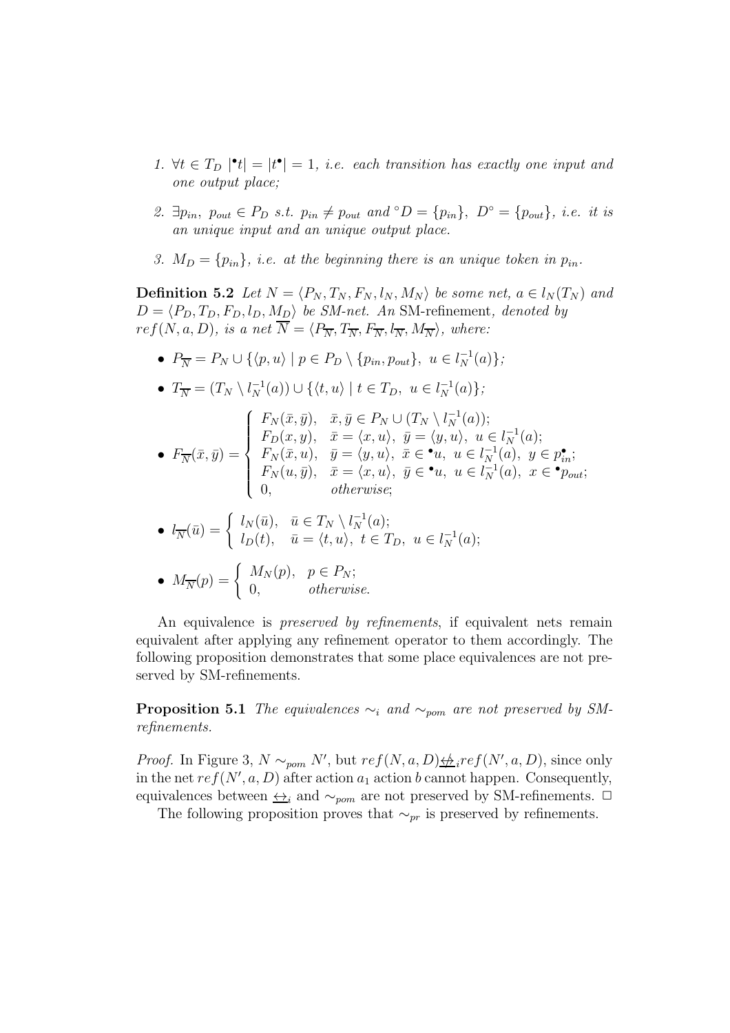1. $\forall t \in T_D \ |^\bullet t| = |t^\bullet| = 1$, *i.e. each transition has exactly one input and one output place;*

2. $\exists p_{in},\ p_{out} \in P_D$ *s.t.* $p_{in} \neq p_{out}$ *and* ${}^\circ D = \{p_{in}\},\ D^\circ = \{p_{out}\}$, *i.e. it is an unique input and an unique output place.*

3. $M_D = \{p_{in}\}$, *i.e. at the beginning there is an unique token in* $p_{in}$.

**Definition 5.2** *Let* $N = \langle P_N, T_N, F_N, l_N, M_N\rangle$ *be some net,* $a \in l_N(T_N)$ *and* $D = \langle P_D, T_D, F_D, l_D, M_D\rangle$ *be SM-net. An* SM-refinement*, denoted by* $ref(N, a, D)$*, is a net* $\overline{N} = \langle P_{\overline{N}}, T_{\overline{N}}, F_{\overline{N}}, l_{\overline{N}}, M_{\overline{N}}\rangle$*, where:*

- $P_{\overline{N}} = P_N \cup \{\langle p, u\rangle \mid p \in P_D \setminus \{p_{in}, p_{out}\},\ u \in l_N^{-1}(a)\}$;

- $T_{\overline{N}} = (T_N \setminus l_N^{-1}(a)) \cup \{\langle t, u\rangle \mid t \in T_D,\ u \in l_N^{-1}(a)\}$;

- $$F_{\overline{N}}(\bar{x}, \bar{y}) = \begin{cases} F_N(\bar{x}, \bar{y}), & \bar{x}, \bar{y} \in P_N \cup (T_N \setminus l_N^{-1}(a)); \\ F_D(x, y), & \bar{x} = \langle x, u\rangle,\ \bar{y} = \langle y, u\rangle,\ u \in l_N^{-1}(a); \\ F_N(\bar{x}, u), & \bar{y} = \langle y, u\rangle,\ \bar{x} \in {}^\bullet u,\ u \in l_N^{-1}(a),\ y \in p_{in}^\bullet; \\ F_N(u, \bar{y}), & \bar{x} = \langle x, u\rangle,\ \bar{y} \in {}^\bullet u,\ u \in l_N^{-1}(a),\ x \in {}^\bullet p_{out}; \\ 0, & otherwise; \end{cases}$$

- $$l_{\overline{N}}(\bar{u}) = \begin{cases} l_N(\bar{u}), & \bar{u} \in T_N \setminus l_N^{-1}(a); \\ l_D(t), & \bar{u} = \langle t, u\rangle,\ t \in T_D,\ u \in l_N^{-1}(a); \end{cases}$$

- $$M_{\overline{N}}(p) = \begin{cases} M_N(p), & p \in P_N; \\ 0, & otherwise. \end{cases}$$

An equivalence is *preserved by refinements*, if equivalent nets remain equivalent after applying any refinement operator to them accordingly. The following proposition demonstrates that some place equivalences are not preserved by SM-refinements.

**Proposition 5.1** *The equivalences* $\sim_i$ *and* $\sim_{pom}$ *are not preserved by SM-refinements.*

*Proof.* In Figure 3, $N \sim_{pom} N'$, but $ref(N, a, D) \underline{\not\leftrightarrow}_i ref(N', a, D)$, since only in the net $ref(N', a, D)$ after action $a_1$ action $b$ cannot happen. Consequently, equivalences between $\underline{\leftrightarrow}_i$ and $\sim_{pom}$ are not preserved by SM-refinements. $\square$

The following proposition proves that $\sim_{pr}$ is preserved by refinements.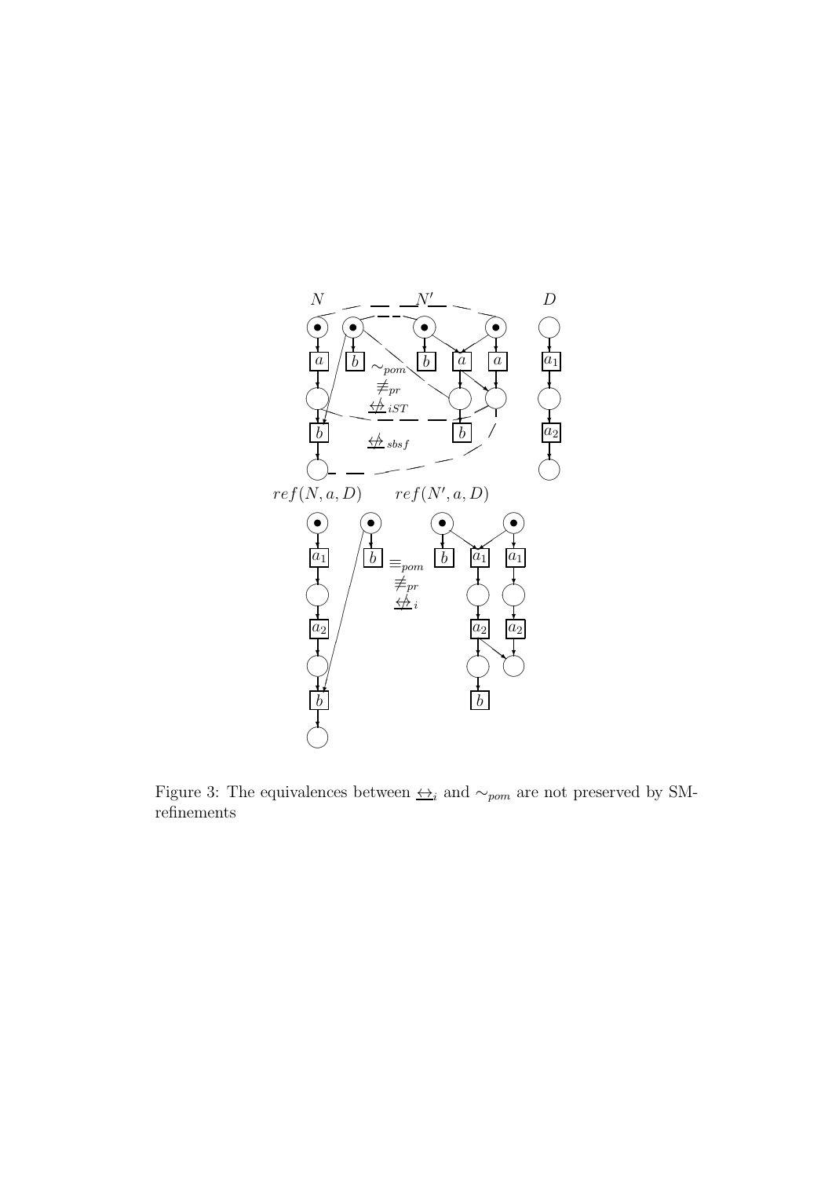Figure 3: The equivalences between $\underline{\leftrightarrow}_i$ and $\sim_{pom}$ are not preserved by SM-refinements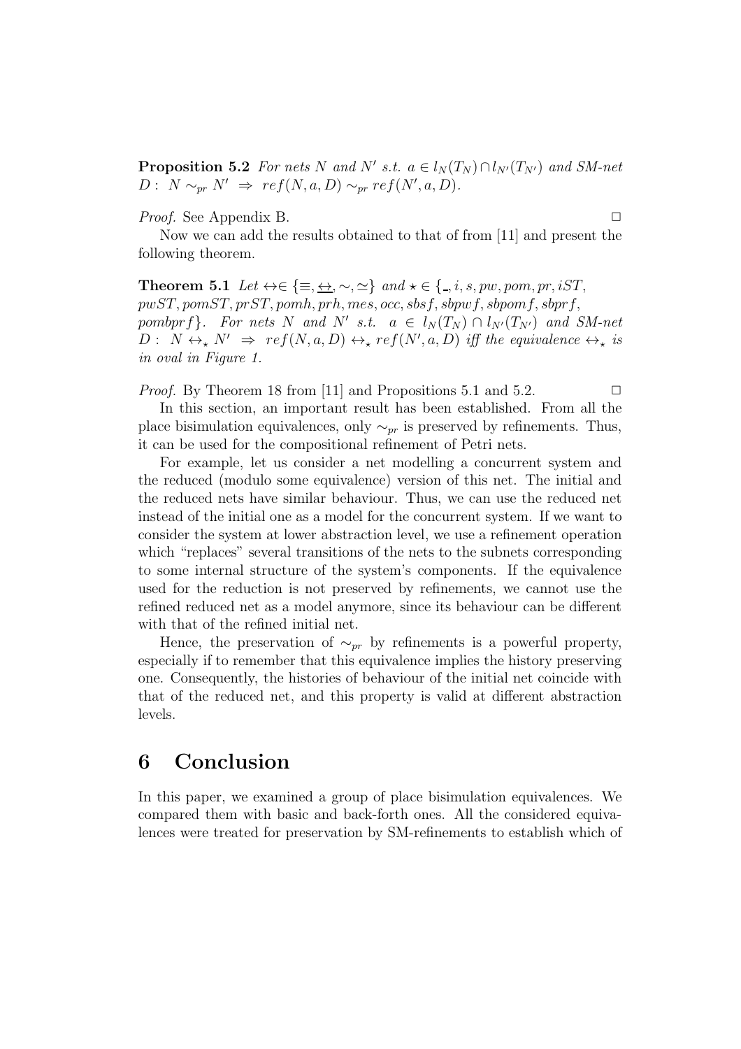**Proposition 5.2** *For nets $N$ and $N'$ s.t. $a \in l_N(T_N) \cap l_{N'}(T_{N'})$ and SM-net $D:\ N \sim_{pr} N' \ \Rightarrow\ ref(N,a,D) \sim_{pr} ref(N',a,D)$.*

*Proof.* See Appendix B. $\Box$

Now we can add the results obtained to that of from [11] and present the following theorem.

**Theorem 5.1** *Let $\leftrightarrow \in \{\equiv, \underline{\leftrightarrow}, \sim, \simeq\}$ and $\star \in \{\_, i, s, pw, pom, pr, iST, pwST, pomST, prST, pomh, prh, mes, occ, sbsf, sbpwf, sbpomf, sbprf, pombprf\}$. For nets $N$ and $N'$ s.t. $a \in l_N(T_N) \cap l_{N'}(T_{N'})$ and SM-net $D:\ N \leftrightarrow_\star N' \ \Rightarrow\ ref(N,a,D) \leftrightarrow_\star ref(N',a,D)$ iff the equivalence $\leftrightarrow_\star$ is in oval in Figure 1.*

*Proof.* By Theorem 18 from [11] and Propositions 5.1 and 5.2. $\Box$

In this section, an important result has been established. From all the place bisimulation equivalences, only $\sim_{pr}$ is preserved by refinements. Thus, it can be used for the compositional refinement of Petri nets.

For example, let us consider a net modelling a concurrent system and the reduced (modulo some equivalence) version of this net. The initial and the reduced nets have similar behaviour. Thus, we can use the reduced net instead of the initial one as a model for the concurrent system. If we want to consider the system at lower abstraction level, we use a refinement operation which "replaces" several transitions of the nets to the subnets corresponding to some internal structure of the system's components. If the equivalence used for the reduction is not preserved by refinements, we cannot use the refined reduced net as a model anymore, since its behaviour can be different with that of the refined initial net.

Hence, the preservation of $\sim_{pr}$ by refinements is a powerful property, especially if to remember that this equivalence implies the history preserving one. Consequently, the histories of behaviour of the initial net coincide with that of the reduced net, and this property is valid at different abstraction levels.

# 6 Conclusion

In this paper, we examined a group of place bisimulation equivalences. We compared them with basic and back-forth ones. All the considered equivalences were treated for preservation by SM-refinements to establish which of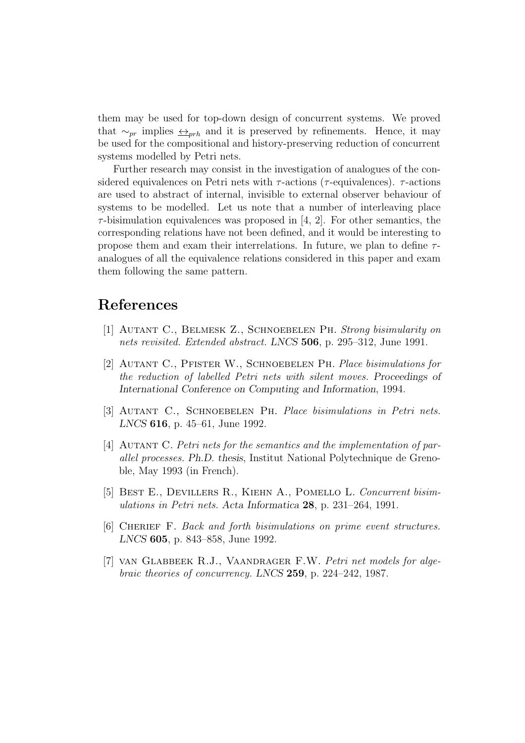them may be used for top-down design of concurrent systems. We proved that $\sim_{pr}$ implies $\underline{\leftrightarrow}_{prh}$ and it is preserved by refinements. Hence, it may be used for the compositional and history-preserving reduction of concurrent systems modelled by Petri nets.

Further research may consist in the investigation of analogues of the considered equivalences on Petri nets with $\tau$-actions ($\tau$-equivalences). $\tau$-actions are used to abstract of internal, invisible to external observer behaviour of systems to be modelled. Let us note that a number of interleaving place $\tau$-bisimulation equivalences was proposed in [4, 2]. For other semantics, the corresponding relations have not been defined, and it would be interesting to propose them and exam their interrelations. In future, we plan to define $\tau$-analogues of all the equivalence relations considered in this paper and exam them following the same pattern.

# References

[1] Autant C., Belmesk Z., Schnoebelen Ph. *Strong bisimularity on nets revisited. Extended abstract. LNCS* **506**, p. 295–312, June 1991.

[2] Autant C., Pfister W., Schnoebelen Ph. *Place bisimulations for the reduction of labelled Petri nets with silent moves.* Proceedings of International Conference on Computing and Information, 1994.

[3] Autant C., Schnoebelen Ph. *Place bisimulations in Petri nets. LNCS* **616**, p. 45–61, June 1992.

[4] Autant C. *Petri nets for the semantics and the implementation of parallel processes.* Ph.D. thesis, Institut National Polytechnique de Grenoble, May 1993 (in French).

[5] Best E., Devillers R., Kiehn A., Pomello L. *Concurrent bisimulations in Petri nets.* Acta Informatica **28**, p. 231–264, 1991.

[6] Cherief F. *Back and forth bisimulations on prime event structures. LNCS* **605**, p. 843–858, June 1992.

[7] van Glabbeek R.J., Vaandrager F.W. *Petri net models for algebraic theories of concurrency. LNCS* **259**, p. 224–242, 1987.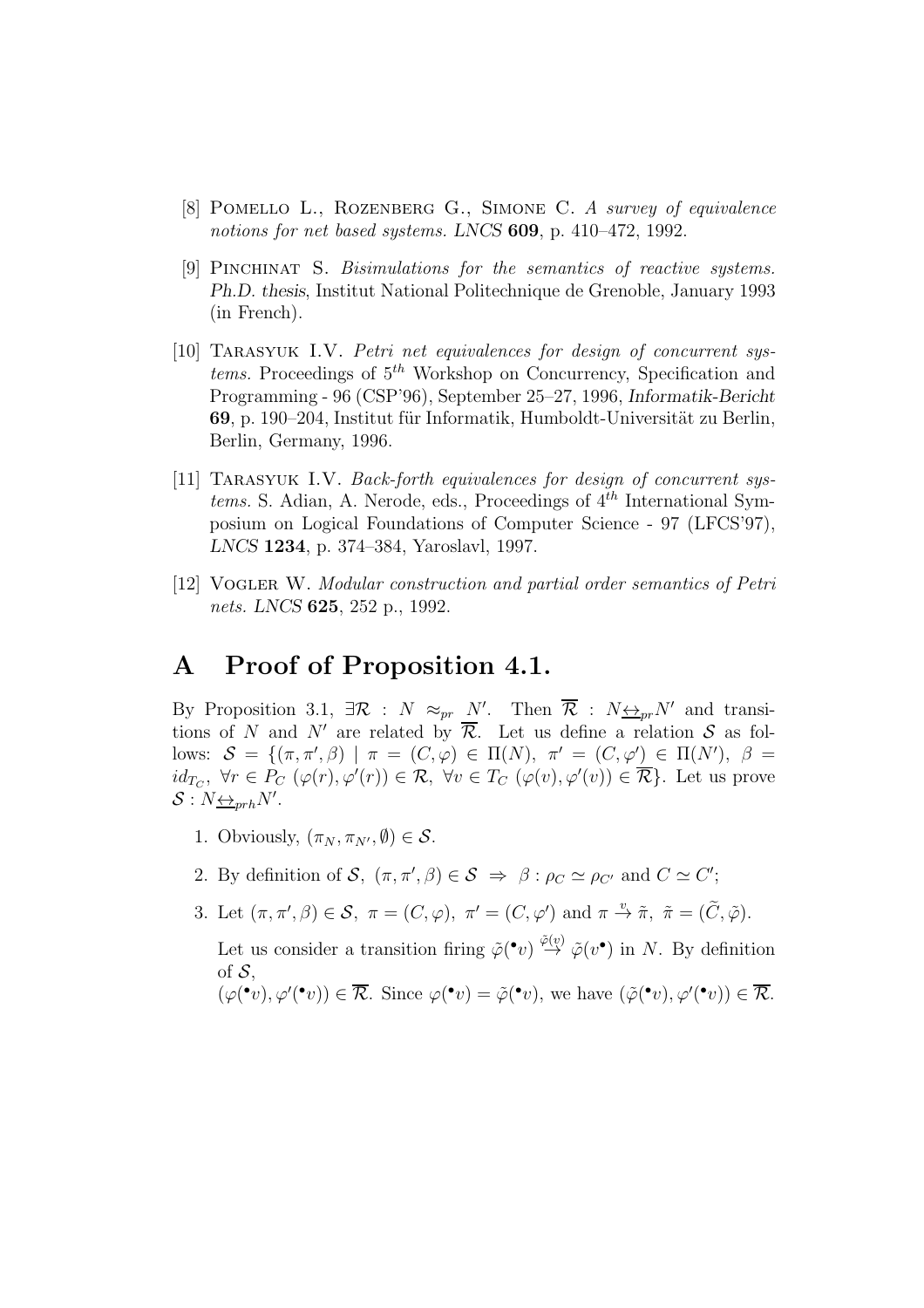[8] Pomello L., Rozenberg G., Simone C. *A survey of equivalence notions for net based systems.* *LNCS* **609**, p. 410–472, 1992.

[9] Pinchinat S. *Bisimulations for the semantics of reactive systems.* *Ph.D. thesis*, Institut National Politechnique de Grenoble, January 1993 (in French).

[10] Tarasyuk I.V. *Petri net equivalences for design of concurrent systems.* Proceedings of $5^{th}$ Workshop on Concurrency, Specification and Programming - 96 (CSP'96), September 25–27, 1996, *Informatik-Bericht* **69**, p. 190–204, Institut für Informatik, Humboldt-Universität zu Berlin, Berlin, Germany, 1996.

[11] Tarasyuk I.V. *Back-forth equivalences for design of concurrent systems.* S. Adian, A. Nerode, eds., Proceedings of $4^{th}$ International Symposium on Logical Foundations of Computer Science - 97 (LFCS'97), *LNCS* **1234**, p. 374–384, Yaroslavl, 1997.

[12] Vogler W. *Modular construction and partial order semantics of Petri nets.* *LNCS* **625**, 252 p., 1992.

# A Proof of Proposition 4.1.

By Proposition 3.1, $\exists \mathcal{R} : N \approx_{pr} N'$. Then $\overline{\mathcal{R}} : N \underline{\leftrightarrow}_{pr} N'$ and transitions of $N$ and $N'$ are related by $\overline{\mathcal{R}}$. Let us define a relation $\mathcal{S}$ as follows: $\mathcal{S} = \{(\pi, \pi', \beta) \mid \pi = (C, \varphi) \in \Pi(N),\ \pi' = (C, \varphi') \in \Pi(N'),\ \beta = id_{T_C},\ \forall r \in P_C\ (\varphi(r), \varphi'(r)) \in \mathcal{R},\ \forall v \in T_C\ (\varphi(v), \varphi'(v)) \in \overline{\mathcal{R}}\}$. Let us prove $\mathcal{S} : N \underline{\leftrightarrow}_{prh} N'$.

1. Obviously, $(\pi_N, \pi_{N'}, \emptyset) \in \mathcal{S}$.

2. By definition of $\mathcal{S}$, $(\pi, \pi', \beta) \in \mathcal{S} \ \Rightarrow\ \beta : \rho_C \simeq \rho_{C'}$ and $C \simeq C'$;

3. Let $(\pi, \pi', \beta) \in \mathcal{S},\ \pi = (C, \varphi),\ \pi' = (C, \varphi')$ and $\pi \xrightarrow{v} \tilde{\pi},\ \tilde{\pi} = (\widetilde{C}, \tilde{\varphi})$.

   Let us consider a transition firing $\tilde{\varphi}({}^\bullet v) \overset{\tilde{\varphi}(v)}{\rightarrow} \tilde{\varphi}(v^\bullet)$ in $N$. By definition of $\mathcal{S}$,
   $(\varphi({}^\bullet v), \varphi'({}^\bullet v)) \in \overline{\mathcal{R}}$. Since $\varphi({}^\bullet v) = \tilde{\varphi}({}^\bullet v)$, we have $(\tilde{\varphi}({}^\bullet v), \varphi'({}^\bullet v)) \in \overline{\mathcal{R}}$.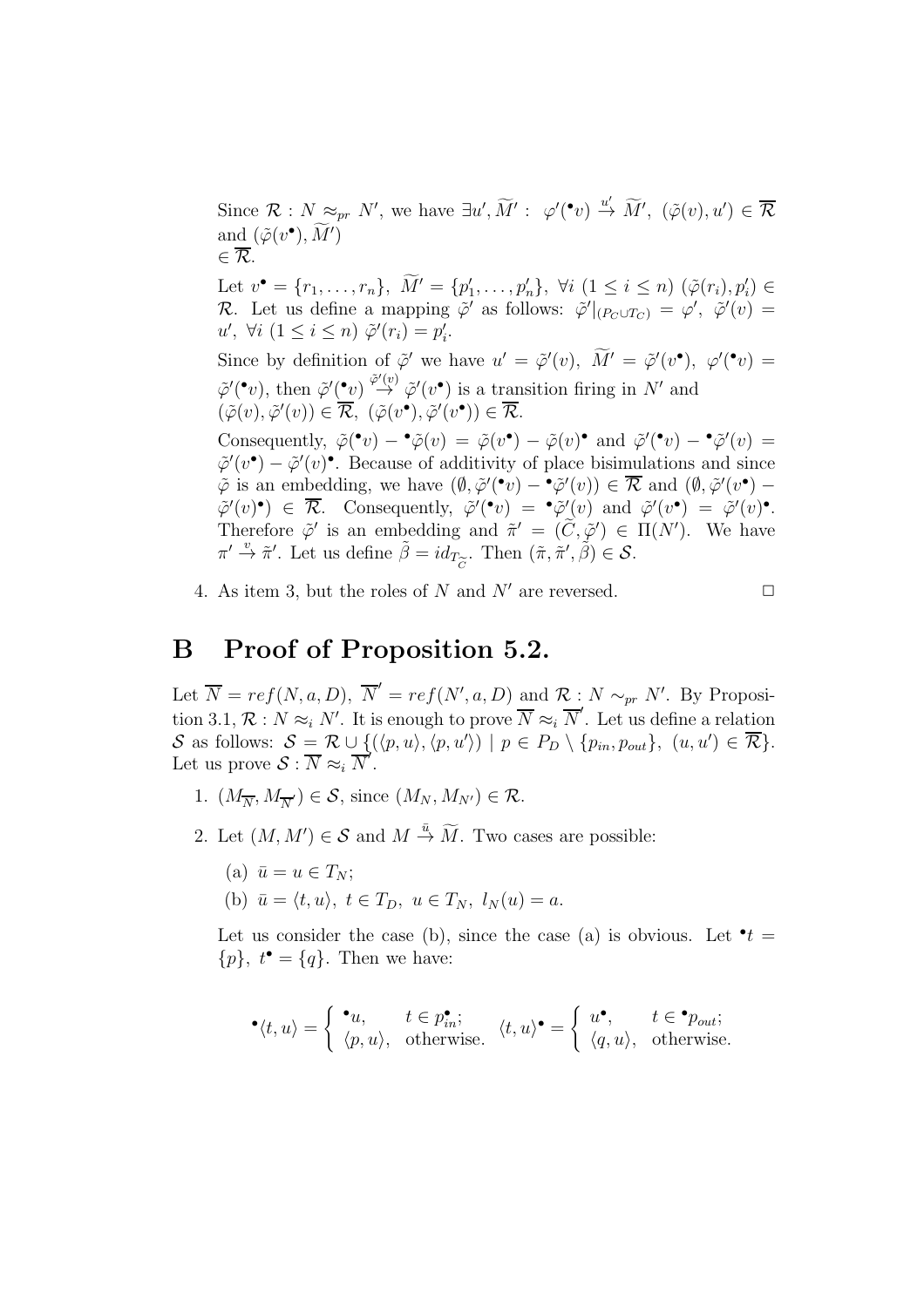Since $\mathcal{R} : N \approx_{pr} N'$, we have $\exists u', \widetilde{M}' : \varphi'({}^\bullet v) \xrightarrow{u'} \widetilde{M}', (\tilde{\varphi}(v), u') \in \overline{\mathcal{R}}$ and $(\tilde{\varphi}(v^\bullet), \widetilde{M}')$ $\in \overline{\mathcal{R}}$.

Let $v^\bullet = \{r_1, \ldots, r_n\}, \widetilde{M}' = \{p'_1, \ldots, p'_n\}, \forall i \ (1 \leq i \leq n) \ (\tilde{\varphi}(r_i), p'_i) \in \mathcal{R}$. Let us define a mapping $\tilde{\varphi}'$ as follows: $\tilde{\varphi}'|_{(P_C \cup T_C)} = \varphi', \tilde{\varphi}'(v) = u', \forall i \ (1 \leq i \leq n) \ \tilde{\varphi}'(r_i) = p'_i$.

Since by definition of $\tilde{\varphi}'$ we have $u' = \tilde{\varphi}'(v), \widetilde{M}' = \tilde{\varphi}'(v^\bullet), \varphi'({}^\bullet v) = \tilde{\varphi}'({}^\bullet v)$, then $\tilde{\varphi}'({}^\bullet v) \stackrel{\tilde{\varphi}'(v)}{\to} \tilde{\varphi}'(v^\bullet)$ is a transition firing in $N'$ and $(\tilde{\varphi}(v), \tilde{\varphi}'(v)) \in \overline{\mathcal{R}}, (\tilde{\varphi}(v^\bullet), \tilde{\varphi}'(v^\bullet)) \in \overline{\mathcal{R}}$.

Consequently, $\tilde{\varphi}({}^\bullet v) - {}^\bullet\tilde{\varphi}(v) = \tilde{\varphi}(v^\bullet) - \tilde{\varphi}(v)^\bullet$ and $\tilde{\varphi}'({}^\bullet v) - {}^\bullet\tilde{\varphi}'(v) = \tilde{\varphi}'(v^\bullet) - \tilde{\varphi}'(v)^\bullet$. Because of additivity of place bisimulations and since $\tilde{\varphi}$ is an embedding, we have $(\emptyset, \tilde{\varphi}'({}^\bullet v) - {}^\bullet\tilde{\varphi}'(v)) \in \overline{\mathcal{R}}$ and $(\emptyset, \tilde{\varphi}'(v^\bullet) - \tilde{\varphi}'(v)^\bullet) \in \overline{\mathcal{R}}$. Consequently, $\tilde{\varphi}'({}^\bullet v) = {}^\bullet\tilde{\varphi}'(v)$ and $\tilde{\varphi}'(v^\bullet) = \tilde{\varphi}'(v)^\bullet$. Therefore $\tilde{\varphi}'$ is an embedding and $\tilde{\pi}' = (\widetilde{C}, \tilde{\varphi}') \in \Pi(N')$. We have $\pi' \xrightarrow{v} \tilde{\pi}'$. Let us define $\tilde{\beta} = id_{T_{\widetilde{C}}}$. Then $(\tilde{\pi}, \tilde{\pi}', \tilde{\beta}) \in \mathcal{S}$.

4. As item 3, but the roles of $N$ and $N'$ are reversed. $\square$

# B Proof of Proposition 5.2.

Let $\overline{N} = ref(N, a, D)$, $\overline{N}' = ref(N', a, D)$ and $\mathcal{R} : N \sim_{pr} N'$. By Proposition 3.1, $\mathcal{R} : N \approx_i N'$. It is enough to prove $\overline{N} \approx_i \overline{N}'$. Let us define a relation $\mathcal{S}$ as follows: $\mathcal{S} = \mathcal{R} \cup \{(\langle p, u\rangle, \langle p, u'\rangle) \mid p \in P_D \setminus \{p_{in}, p_{out}\}, (u, u') \in \overline{\mathcal{R}}\}$. Let us prove $\mathcal{S} : \overline{N} \approx_i \overline{N}'$.

1. $(M_{\overline{N}}, M_{\overline{N}'}) \in \mathcal{S}$, since $(M_N, M_{N'}) \in \mathcal{R}$.
2. Let $(M, M') \in \mathcal{S}$ and $M \xrightarrow{\bar{u}} \widetilde{M}$. Two cases are possible:
   (a) $\bar{u} = u \in T_N$;
   (b) $\bar{u} = \langle t, u\rangle, \ t \in T_D, \ u \in T_N, \ l_N(u) = a$.

   Let us consider the case (b), since the case (a) is obvious. Let ${}^\bullet t = \{p\}, \ t^\bullet = \{q\}$. Then we have:

$$
{}^\bullet\langle t, u\rangle = \begin{cases} {}^\bullet u, & t \in p_{in}^\bullet; \\ \langle p, u\rangle, & \text{otherwise.} \end{cases} \quad \langle t, u\rangle^\bullet = \begin{cases} u^\bullet, & t \in {}^\bullet p_{out}; \\ \langle q, u\rangle, & \text{otherwise.} \end{cases}
$$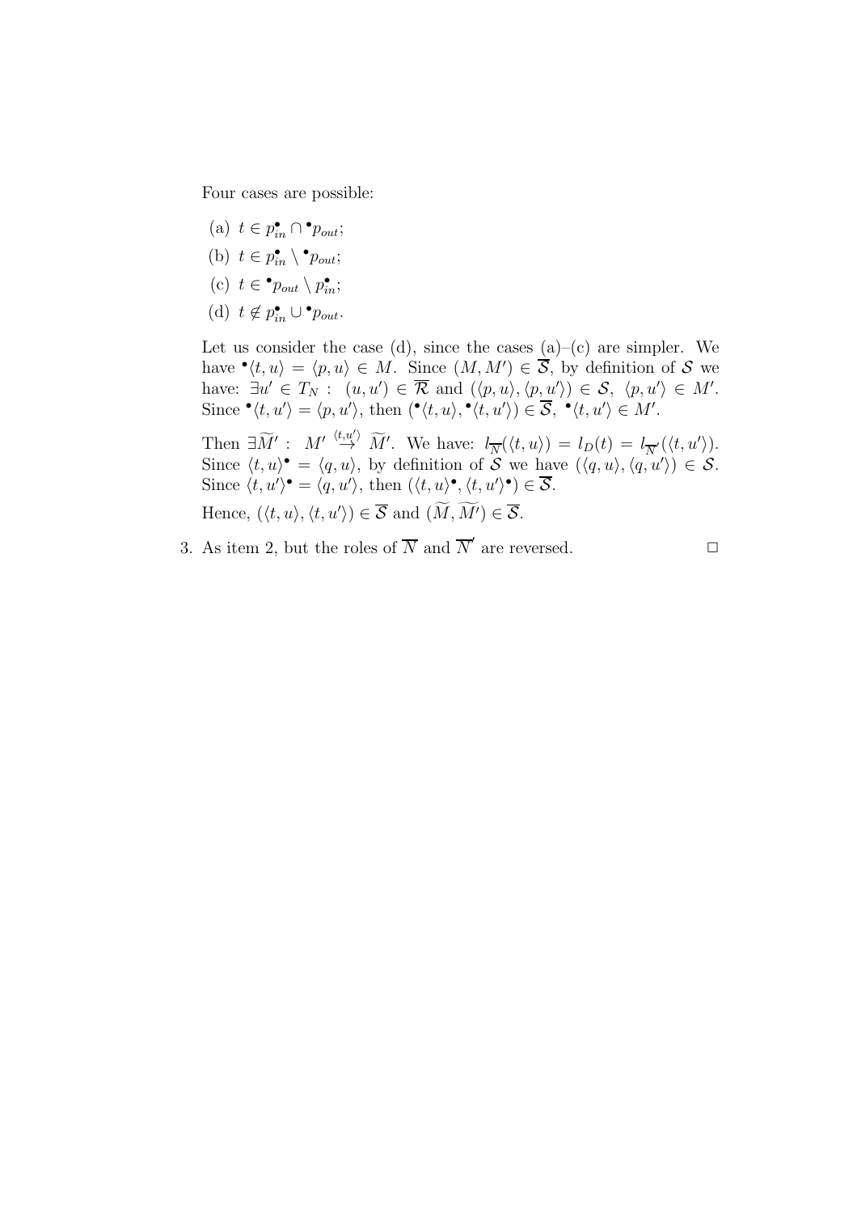Four cases are possible:

(a) $t \in p_{in}^{\bullet} \cap {}^{\bullet}p_{out}$;

(b) $t \in p_{in}^{\bullet} \setminus {}^{\bullet}p_{out}$;

(c) $t \in {}^{\bullet}p_{out} \setminus p_{in}^{\bullet}$;

(d) $t \notin p_{in}^{\bullet} \cup {}^{\bullet}p_{out}$.

Let us consider the case (d), since the cases (a)–(c) are simpler. We have ${}^{\bullet}\langle t, u\rangle = \langle p, u\rangle \in M$. Since $(M, M') \in \overline{\mathcal{S}}$, by definition of $\mathcal{S}$ we have: $\exists u' \in T_N : \ (u, u') \in \overline{\mathcal{R}}$ and $(\langle p, u\rangle, \langle p, u'\rangle) \in \mathcal{S}, \ \langle p, u'\rangle \in M'$. Since ${}^{\bullet}\langle t, u'\rangle = \langle p, u'\rangle$, then $({}^{\bullet}\langle t, u\rangle, {}^{\bullet}\langle t, u'\rangle) \in \overline{\mathcal{S}}, \ {}^{\bullet}\langle t, u'\rangle \in M'$.

Then $\exists \widetilde{M}' : \ M' \stackrel{\langle t, u'\rangle}{\rightarrow} \widetilde{M}'$. We have: $l_{\overline{N}}(\langle t, u\rangle) = l_D(t) = l_{\overline{N}'}(\langle t, u'\rangle)$. Since $\langle t, u\rangle^{\bullet} = \langle q, u\rangle$, by definition of $\mathcal{S}$ we have $(\langle q, u\rangle, \langle q, u'\rangle) \in \mathcal{S}$. Since $\langle t, u'\rangle^{\bullet} = \langle q, u'\rangle$, then $(\langle t, u\rangle^{\bullet}, \langle t, u'\rangle^{\bullet}) \in \overline{\mathcal{S}}$.

Hence, $(\langle t, u\rangle, \langle t, u'\rangle) \in \overline{\mathcal{S}}$ and $(\widetilde{M}, \widetilde{M'}) \in \overline{\mathcal{S}}$.

3. As item 2, but the roles of $\overline{N}$ and $\overline{N}'$ are reversed. $\square$